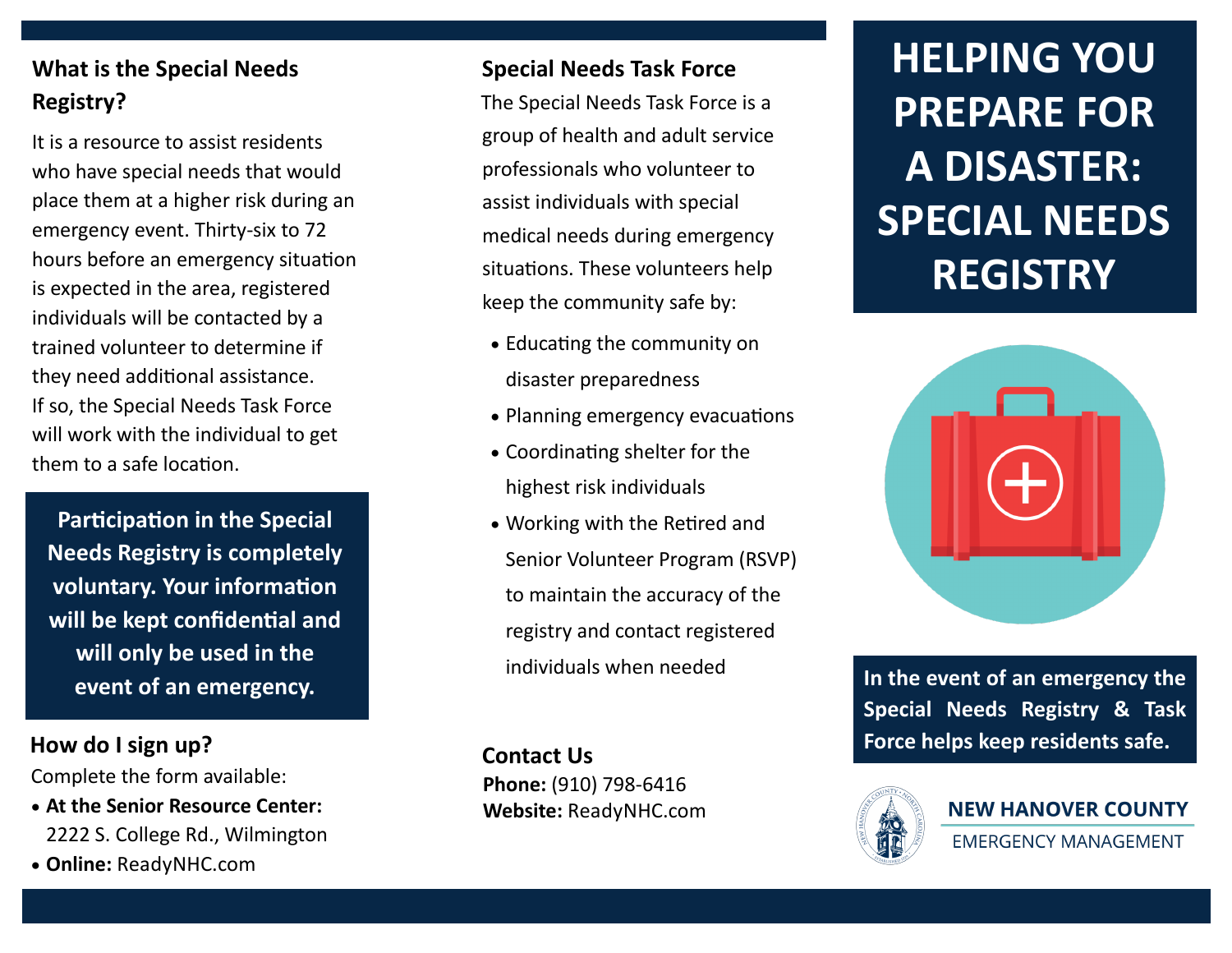## What is the Special Needs Registry?

It is a resource to assist residents who have special needs that would place them at a higher risk during an emergency event. Thirty-six to 72 hours before an emergency situation is expected in the area, registered individuals will be contacted by a trained volunteer to determine if they need additional assistance. If so, the Special Needs Task Force will work with the individual to get them to a safe location.

**Participation in the Special Needs Registry is completely voluntary. Your information will be kept confidential and will only be used in the event of an emergency.**

## How do I sign up?

Complete the form available:

- **At the Senior Resource Center:** 2222 S. College Rd., Wilmington
- **Online:** ReadyNHC.com

## Special Needs Task Force

The Special Needs Task Force is a group of health and adult service professionals who volunteer to assist individuals with special medical needs during emergency situations. These volunteers help keep the community safe by:

- Educating the community on disaster preparedness
- Planning emergency evacuations
- Coordinating shelter for the highest risk individuals
- Working with the Retired and Senior Volunteer Program (RSVP) to maintain the accuracy of the registry and contact registered individuals when needed

## Contact Us

**Phone:** (910) 798-6416
**Website:** ReadyNHC.com

# HELPING YOU PREPARE FOR A DISASTER: SPECIAL NEEDS REGISTRY

**In the event of an emergency the Special Needs Registry & Task Force helps keep residents safe.**

**NEW HANOVER COUNTY**
EMERGENCY MANAGEMENT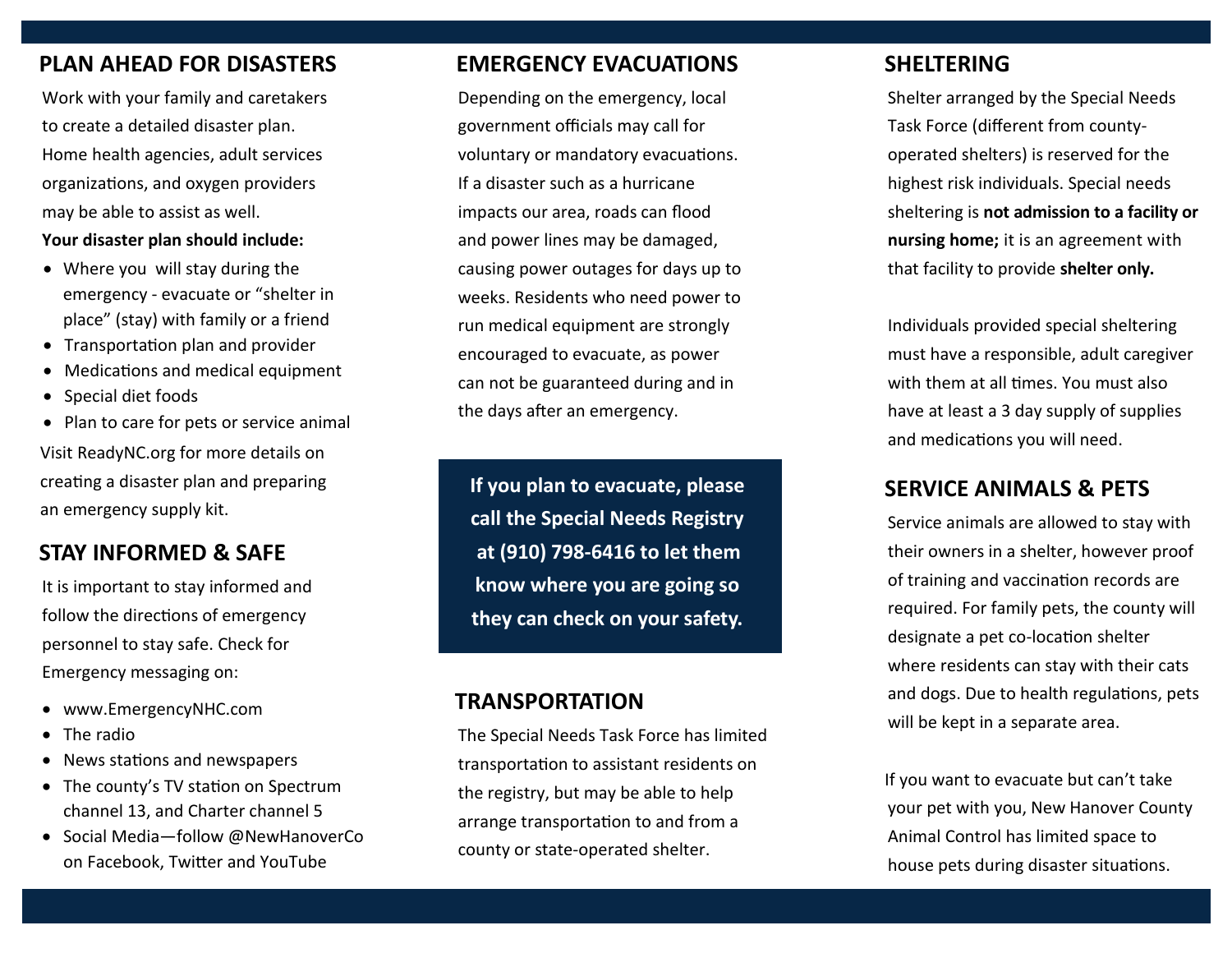## PLAN AHEAD FOR DISASTERS

Work with your family and caretakers to create a detailed disaster plan. Home health agencies, adult services organizations, and oxygen providers may be able to assist as well.

**Your disaster plan should include:**

- Where you  will stay during the emergency - evacuate or "shelter in place" (stay) with family or a friend
- Transportation plan and provider
- Medications and medical equipment
- Special diet foods
- Plan to care for pets or service animal

Visit ReadyNC.org for more details on creating a disaster plan and preparing an emergency supply kit.

## STAY INFORMED & SAFE

It is important to stay informed and follow the directions of emergency personnel to stay safe. Check for Emergency messaging on:

- www.EmergencyNHC.com
- The radio
- News stations and newspapers
- The county's TV station on Spectrum channel 13, and Charter channel 5
- Social Media—follow @NewHanoverCo on Facebook, Twitter and YouTube

## EMERGENCY EVACUATIONS

Depending on the emergency, local government officials may call for voluntary or mandatory evacuations. If a disaster such as a hurricane impacts our area, roads can flood and power lines may be damaged, causing power outages for days up to weeks. Residents who need power to run medical equipment are strongly encouraged to evacuate, as power can not be guaranteed during and in the days after an emergency.

**If you plan to evacuate, please call the Special Needs Registry at (910) 798-6416 to let them know where you are going so they can check on your safety.**

## TRANSPORTATION

The Special Needs Task Force has limited transportation to assistant residents on the registry, but may be able to help arrange transportation to and from a county or state-operated shelter.

## SHELTERING

Shelter arranged by the Special Needs Task Force (different from county-operated shelters) is reserved for the highest risk individuals. Special needs sheltering is **not admission to a facility or nursing home;** it is an agreement with that facility to provide **shelter only.**

Individuals provided special sheltering must have a responsible, adult caregiver with them at all times. You must also have at least a 3 day supply of supplies and medications you will need.

## SERVICE ANIMALS & PETS

Service animals are allowed to stay with their owners in a shelter, however proof of training and vaccination records are required. For family pets, the county will designate a pet co-location shelter where residents can stay with their cats and dogs. Due to health regulations, pets will be kept in a separate area.

If you want to evacuate but can't take your pet with you, New Hanover County Animal Control has limited space to house pets during disaster situations.